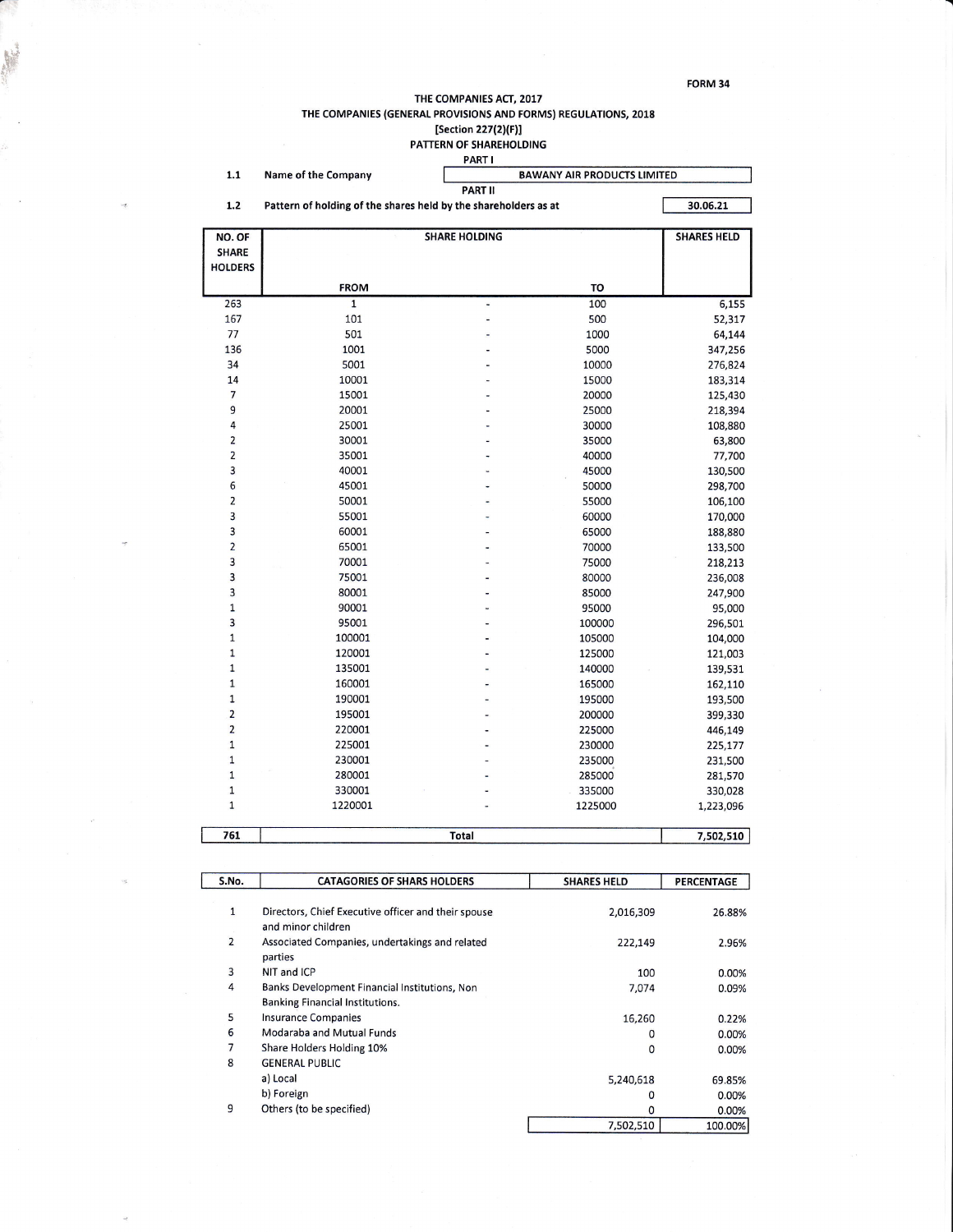FORM 34

THE COMPANIES ACT, 2017
THE COMPANIES (GENERAL PROVISIONS AND FORMS) REGULATIONS, 2018
[Section 227(2)(F)]
PATTERN OF SHAREHOLDING

PART I

1.1 Name of the Company: BAWANY AIR PRODUCTS LIMITED

PART II

1.2 Pattern of holding of the shares held by the shareholders as at: 30.06.21

| NO. OF SHARE HOLDERS | SHARE HOLDING FROM | | SHARE HOLDING TO | SHARES HELD |
|---|---|---|---|---|
| 263 | 1 | - | 100 | 6,155 |
| 167 | 101 | - | 500 | 52,317 |
| 77 | 501 | - | 1000 | 64,144 |
| 136 | 1001 | - | 5000 | 347,256 |
| 34 | 5001 | - | 10000 | 276,824 |
| 14 | 10001 | - | 15000 | 183,314 |
| 7 | 15001 | - | 20000 | 125,430 |
| 9 | 20001 | - | 25000 | 218,394 |
| 4 | 25001 | - | 30000 | 108,880 |
| 2 | 30001 | - | 35000 | 63,800 |
| 2 | 35001 | - | 40000 | 77,700 |
| 3 | 40001 | - | 45000 | 130,500 |
| 6 | 45001 | - | 50000 | 298,700 |
| 2 | 50001 | - | 55000 | 106,100 |
| 3 | 55001 | - | 60000 | 170,000 |
| 3 | 60001 | - | 65000 | 188,880 |
| 2 | 65001 | - | 70000 | 133,500 |
| 3 | 70001 | - | 75000 | 218,213 |
| 3 | 75001 | - | 80000 | 236,008 |
| 3 | 80001 | - | 85000 | 247,900 |
| 1 | 90001 | - | 95000 | 95,000 |
| 3 | 95001 | - | 100000 | 296,501 |
| 1 | 100001 | - | 105000 | 104,000 |
| 1 | 120001 | - | 125000 | 121,003 |
| 1 | 135001 | - | 140000 | 139,531 |
| 1 | 160001 | - | 165000 | 162,110 |
| 1 | 190001 | - | 195000 | 193,500 |
| 2 | 195001 | - | 200000 | 399,330 |
| 2 | 220001 | - | 225000 | 446,149 |
| 1 | 225001 | - | 230000 | 225,177 |
| 1 | 230001 | - | 235000 | 231,500 |
| 1 | 280001 | - | 285000 | 281,570 |
| 1 | 330001 | - | 335000 | 330,028 |
| 1 | 1220001 | - | 1225000 | 1,223,096 |
| **761** | | **Total** | | **7,502,510** |

| S.No. | CATAGORIES OF SHARS HOLDERS | SHARES HELD | PERCENTAGE |
|---|---|---|---|
| 1 | Directors, Chief Executive officer and their spouse and minor children | 2,016,309 | 26.88% |
| 2 | Associated Companies, undertakings and related parties | 222,149 | 2.96% |
| 3 | NIT and ICP | 100 | 0.00% |
| 4 | Banks Development Financial Institutions, Non Banking Financial Institutions. | 7,074 | 0.09% |
| 5 | Insurance Companies | 16,260 | 0.22% |
| 6 | Modaraba and Mutual Funds | 0 | 0.00% |
| 7 | Share Holders Holding 10% | 0 | 0.00% |
| 8 | GENERAL PUBLIC | | |
| | a) Local | 5,240,618 | 69.85% |
| | b) Foreign | 0 | 0.00% |
| 9 | Others (to be specified) | 0 | 0.00% |
| | | 7,502,510 | 100.00% |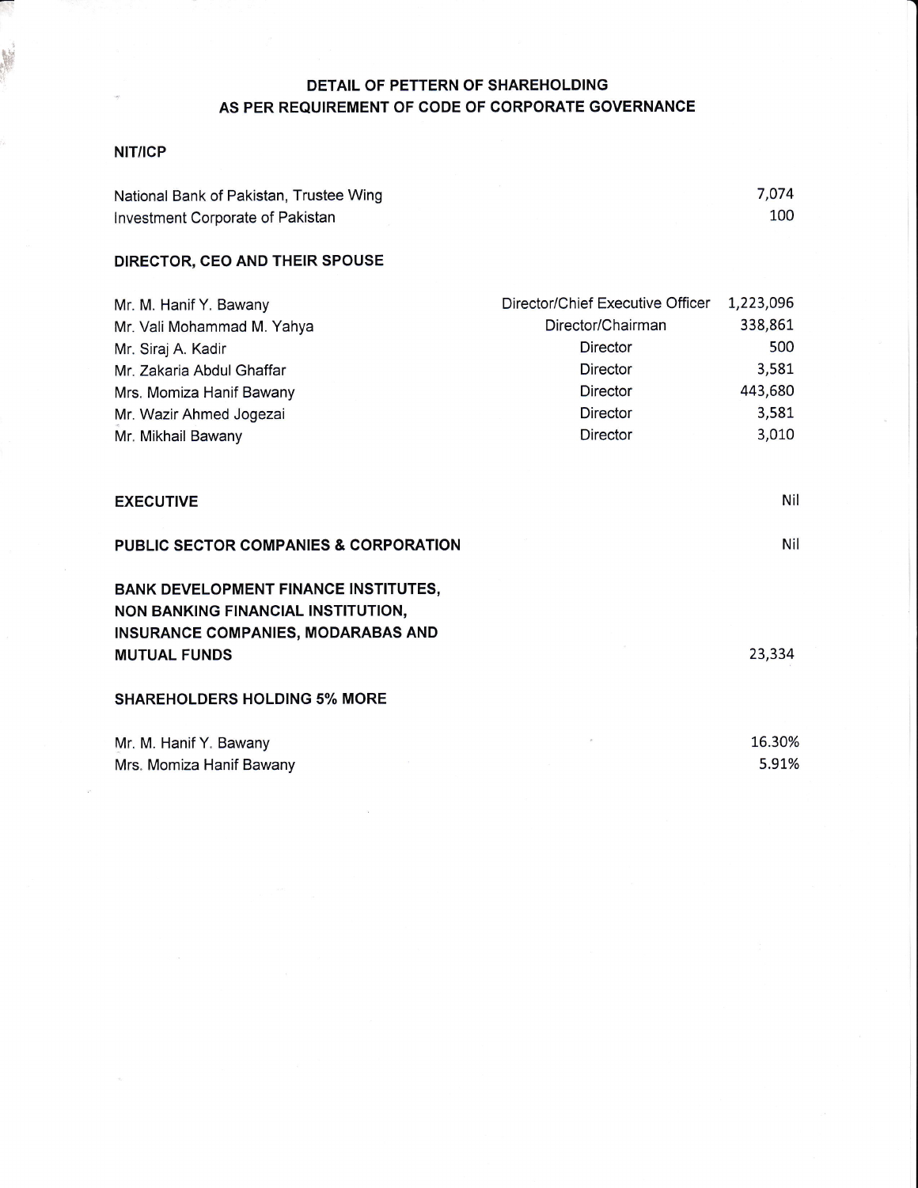# DETAIL OF PETTERN OF SHAREHOLDING
# AS PER REQUIREMENT OF CODE OF CORPORATE GOVERNANCE

**NIT/ICP**

| | |
|---|---|
| National Bank of Pakistan, Trustee Wing | 7,074 |
| Investment Corporate of Pakistan | 100 |

**DIRECTOR, CEO AND THEIR SPOUSE**

| | | |
|---|---|---|
| Mr. M. Hanif Y. Bawany | Director/Chief Executive Officer | 1,223,096 |
| Mr. Vali Mohammad M. Yahya | Director/Chairman | 338,861 |
| Mr. Siraj A. Kadir | Director | 500 |
| Mr. Zakaria Abdul Ghaffar | Director | 3,581 |
| Mrs. Momiza Hanif Bawany | Director | 443,680 |
| Mr. Wazir Ahmed Jogezai | Director | 3,581 |
| Mr. Mikhail Bawany | Director | 3,010 |

| | |
|---|---|
| **EXECUTIVE** | Nil |
| **PUBLIC SECTOR COMPANIES & CORPORATION** | Nil |
| **BANK DEVELOPMENT FINANCE INSTITUTES, NON BANKING FINANCIAL INSTITUTION, INSURANCE COMPANIES, MODARABAS AND MUTUAL FUNDS** | 23,334 |

**SHAREHOLDERS HOLDING 5% MORE**

| | |
|---|---|
| Mr. M. Hanif Y. Bawany | 16.30% |
| Mrs. Momiza Hanif Bawany | 5.91% |